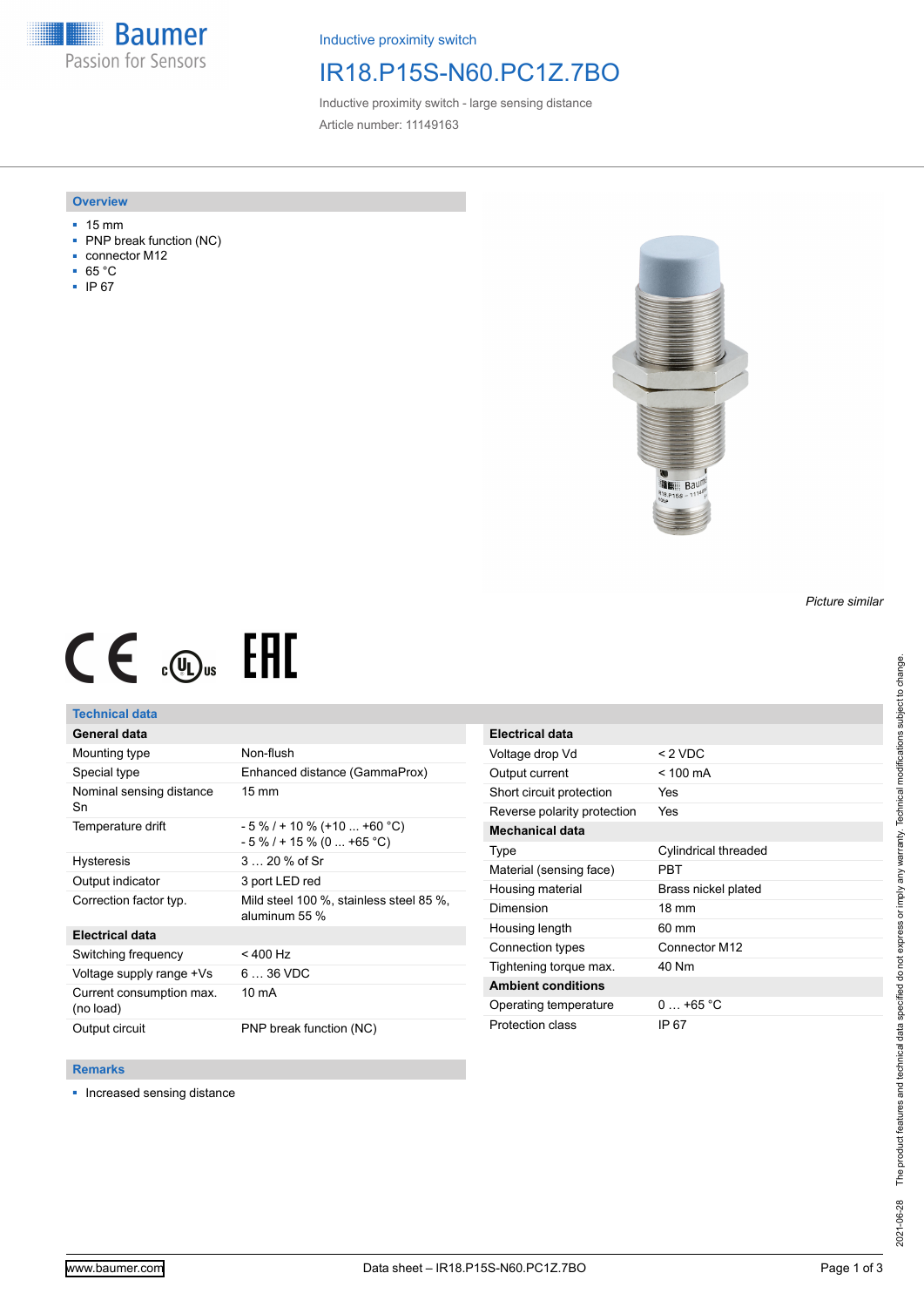Inductive proximity switch

# IR18.P15S-N60.PC1Z.7BO

Inductive proximity switch - large sensing distance

Article number: 11149163

## Overview

- 15 mm
- PNP break function (NC)
- connector M12
- 65 °C
- IP 67

*Picture similar*

## Technical data

| General data | |
|---|---|
| Mounting type | Non-flush |
| Special type | Enhanced distance (GammaProx) |
| Nominal sensing distance Sn | 15 mm |
| Temperature drift | - 5 % / + 10 % (+10 ... +60 °C)<br>- 5 % / + 15 % (0 ... +65 °C) |
| Hysteresis | 3 … 20 % of Sr |
| Output indicator | 3 port LED red |
| Correction factor typ. | Mild steel 100 %, stainless steel 85 %, aluminum 55 % |
| **Electrical data** | |
| Switching frequency | < 400 Hz |
| Voltage supply range +Vs | 6 … 36 VDC |
| Current consumption max. (no load) | 10 mA |
| Output circuit | PNP break function (NC) |

| Electrical data | |
|---|---|
| Voltage drop Vd | < 2 VDC |
| Output current | < 100 mA |
| Short circuit protection | Yes |
| Reverse polarity protection | Yes |
| **Mechanical data** | |
| Type | Cylindrical threaded |
| Material (sensing face) | PBT |
| Housing material | Brass nickel plated |
| Dimension | 18 mm |
| Housing length | 60 mm |
| Connection types | Connector M12 |
| Tightening torque max. | 40 Nm |
| **Ambient conditions** | |
| Operating temperature | 0 … +65 °C |
| Protection class | IP 67 |

## Remarks

- Increased sensing distance

2021-06-28 The product features and technical data specified do not express or imply any warranty. Technical modifications subject to change.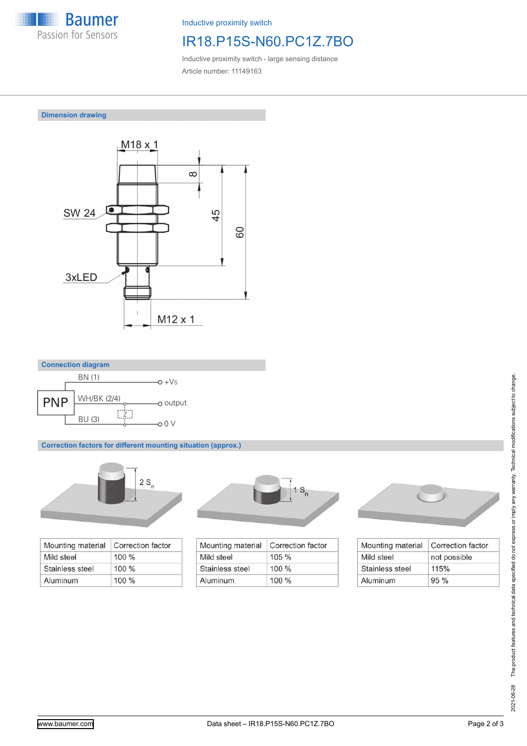Inductive proximity switch

# IR18.P15S-N60.PC1Z.7BO

Inductive proximity switch - large sensing distance

Article number: 11149163

## Dimension drawing

M18 x 1

SW 24

3xLED

M12 x 1

8

45

60

## Connection diagram

PNP

BN (1) — +Vs

WH/BK (2/4) — output

Z

BU (3) — 0 V

## Correction factors for different mounting situation (approx.)

2 $S_n$

| Mounting material | Correction factor |
|---|---|
| Mild steel | 100 % |
| Stainless steel | 100 % |
| Aluminum | 100 % |

1 $S_n$

| Mounting material | Correction factor |
|---|---|
| Mild steel | 105 % |
| Stainless steel | 100 % |
| Aluminum | 100 % |

| Mounting material | Correction factor |
|---|---|
| Mild steel | not possible |
| Stainless steel | 115% |
| Aluminum | 95 % |

2021-06-28 The product features and technical data specified do not express or imply any warranty. Technical modifications subject to change.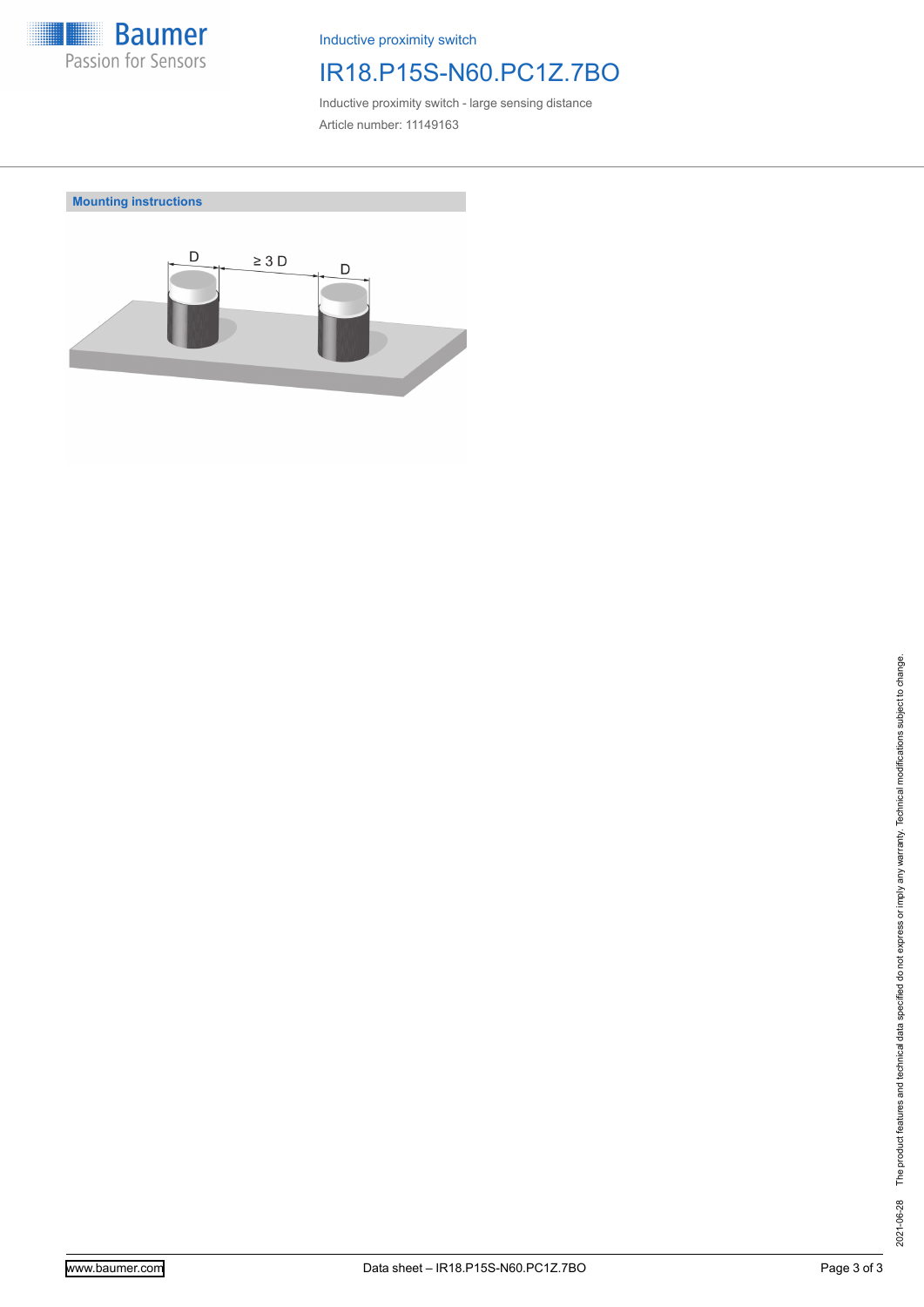## Mounting instructions

D

≥ 3 D

D